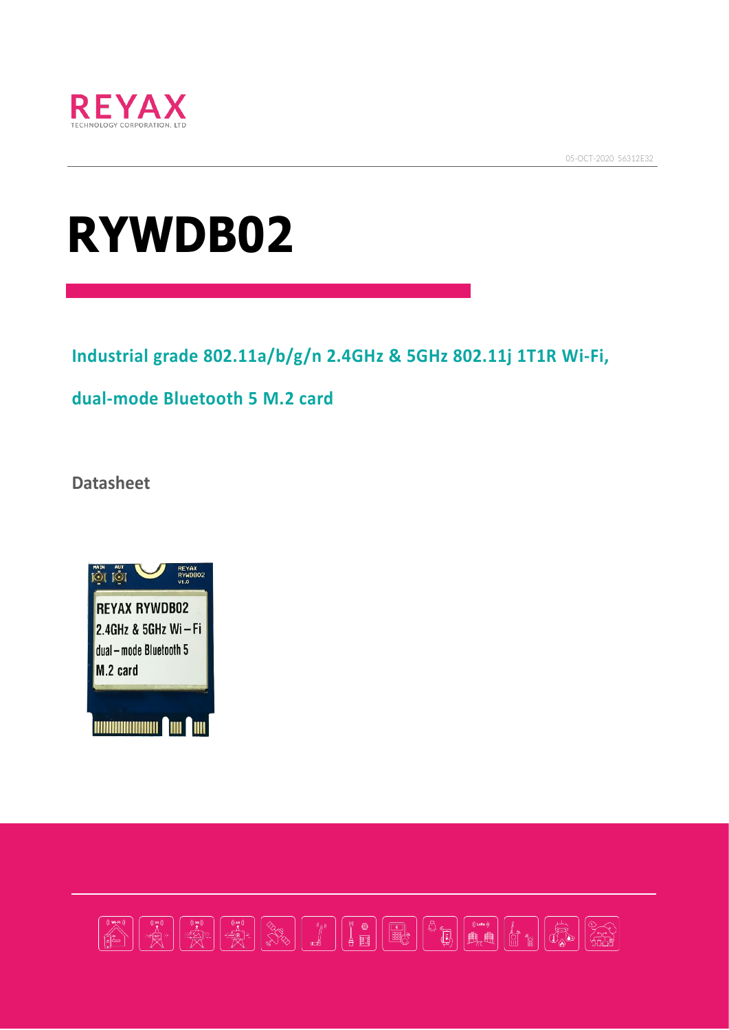REYAX

TECHNOLOGY CORPORATION, LTD

05-OCT-2020 56312E32

# RYWDB02

## Industrial grade 802.11a/b/g/n 2.4GHz & 5GHz 802.11j 1T1R Wi-Fi, dual-mode Bluetooth 5 M.2 card

**Datasheet**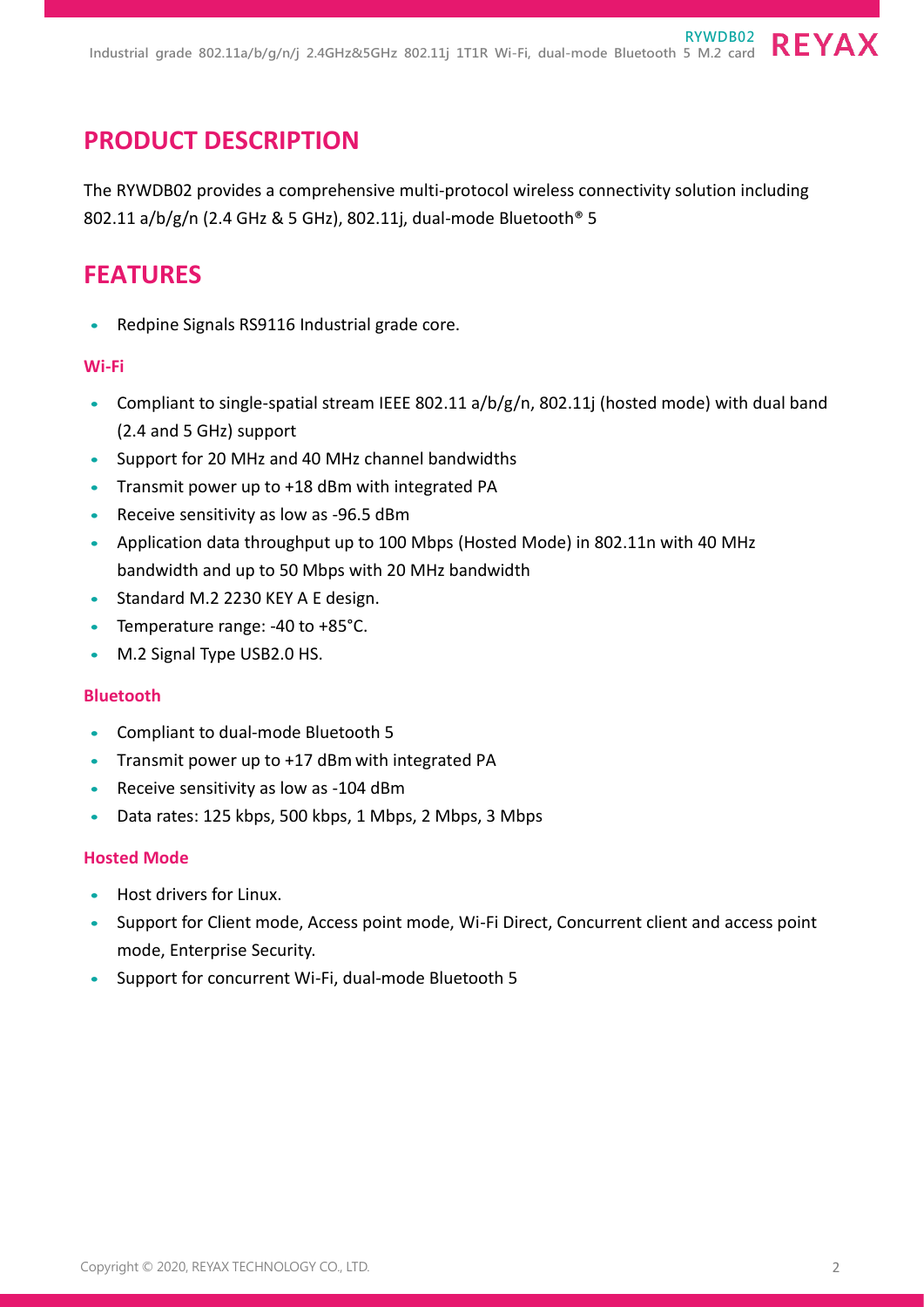## PRODUCT DESCRIPTION

The RYWDB02 provides a comprehensive multi-protocol wireless connectivity solution including 802.11 a/b/g/n (2.4 GHz & 5 GHz), 802.11j, dual-mode Bluetooth® 5

## FEATURES

- Redpine Signals RS9116 Industrial grade core.

### Wi-Fi

- Compliant to single-spatial stream IEEE 802.11 a/b/g/n, 802.11j (hosted mode) with dual band (2.4 and 5 GHz) support
- Support for 20 MHz and 40 MHz channel bandwidths
- Transmit power up to +18 dBm with integrated PA
- Receive sensitivity as low as -96.5 dBm
- Application data throughput up to 100 Mbps (Hosted Mode) in 802.11n with 40 MHz bandwidth and up to 50 Mbps with 20 MHz bandwidth
- Standard M.2 2230 KEY A E design.
- Temperature range: -40 to +85°C.
- M.2 Signal Type USB2.0 HS.

### Bluetooth

- Compliant to dual-mode Bluetooth 5
- Transmit power up to +17 dBm with integrated PA
- Receive sensitivity as low as -104 dBm
- Data rates: 125 kbps, 500 kbps, 1 Mbps, 2 Mbps, 3 Mbps

### Hosted Mode

- Host drivers for Linux.
- Support for Client mode, Access point mode, Wi-Fi Direct, Concurrent client and access point mode, Enterprise Security.
- Support for concurrent Wi-Fi, dual-mode Bluetooth 5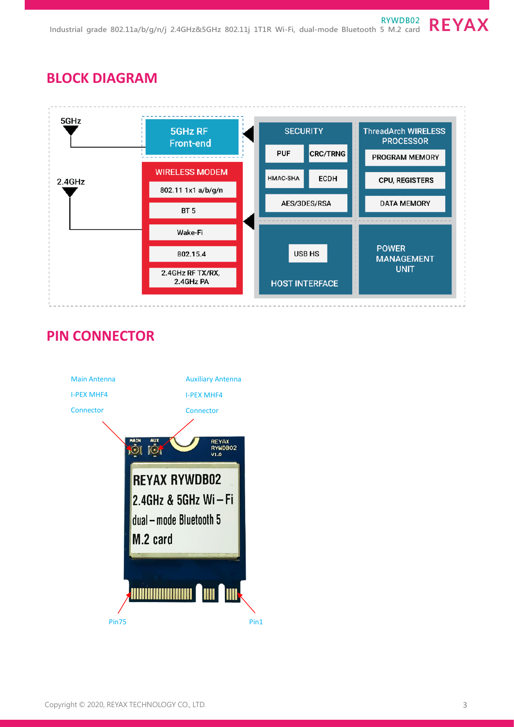## BLOCK DIAGRAM

5GHz

2.4GHz

5GHz RF Front-end

WIRELESS MODEM
- 802.11 1x1 a/b/g/n
- BT 5
- Wake-Fi
- 802.15.4
- 2.4GHz RF TX/RX, 2.4GHz PA

SECURITY
- PUF
- CRC/TRNG
- HMAC-SHA
- ECDH
- AES/3DES/RSA

ThreadArch WIRELESS PROCESSOR
- PROGRAM MEMORY
- CPU, REGISTERS
- DATA MEMORY

HOST INTERFACE
- USB HS

POWER MANAGEMENT UNIT

## PIN CONNECTOR

Main Antenna I-PEX MHF4 Connector

Auxiliary Antenna I-PEX MHF4 Connector

REYAX RYWDB02 2.4GHz & 5GHz Wi-Fi dual-mode Bluetooth 5 M.2 card

Pin75

Pin1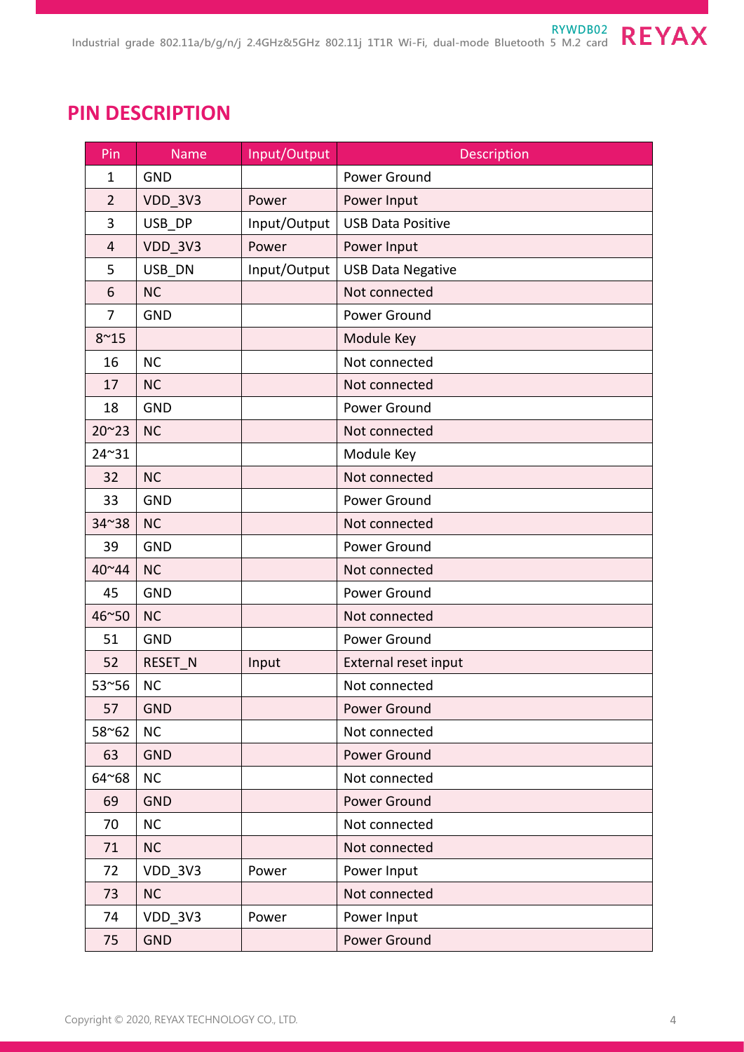## PIN DESCRIPTION

| Pin | Name | Input/Output | Description |
|---|---|---|---|
| 1 | GND | | Power Ground |
| 2 | VDD_3V3 | Power | Power Input |
| 3 | USB_DP | Input/Output | USB Data Positive |
| 4 | VDD_3V3 | Power | Power Input |
| 5 | USB_DN | Input/Output | USB Data Negative |
| 6 | NC | | Not connected |
| 7 | GND | | Power Ground |
| 8~15 | | | Module Key |
| 16 | NC | | Not connected |
| 17 | NC | | Not connected |
| 18 | GND | | Power Ground |
| 20~23 | NC | | Not connected |
| 24~31 | | | Module Key |
| 32 | NC | | Not connected |
| 33 | GND | | Power Ground |
| 34~38 | NC | | Not connected |
| 39 | GND | | Power Ground |
| 40~44 | NC | | Not connected |
| 45 | GND | | Power Ground |
| 46~50 | NC | | Not connected |
| 51 | GND | | Power Ground |
| 52 | RESET_N | Input | External reset input |
| 53~56 | NC | | Not connected |
| 57 | GND | | Power Ground |
| 58~62 | NC | | Not connected |
| 63 | GND | | Power Ground |
| 64~68 | NC | | Not connected |
| 69 | GND | | Power Ground |
| 70 | NC | | Not connected |
| 71 | NC | | Not connected |
| 72 | VDD_3V3 | Power | Power Input |
| 73 | NC | | Not connected |
| 74 | VDD_3V3 | Power | Power Input |
| 75 | GND | | Power Ground |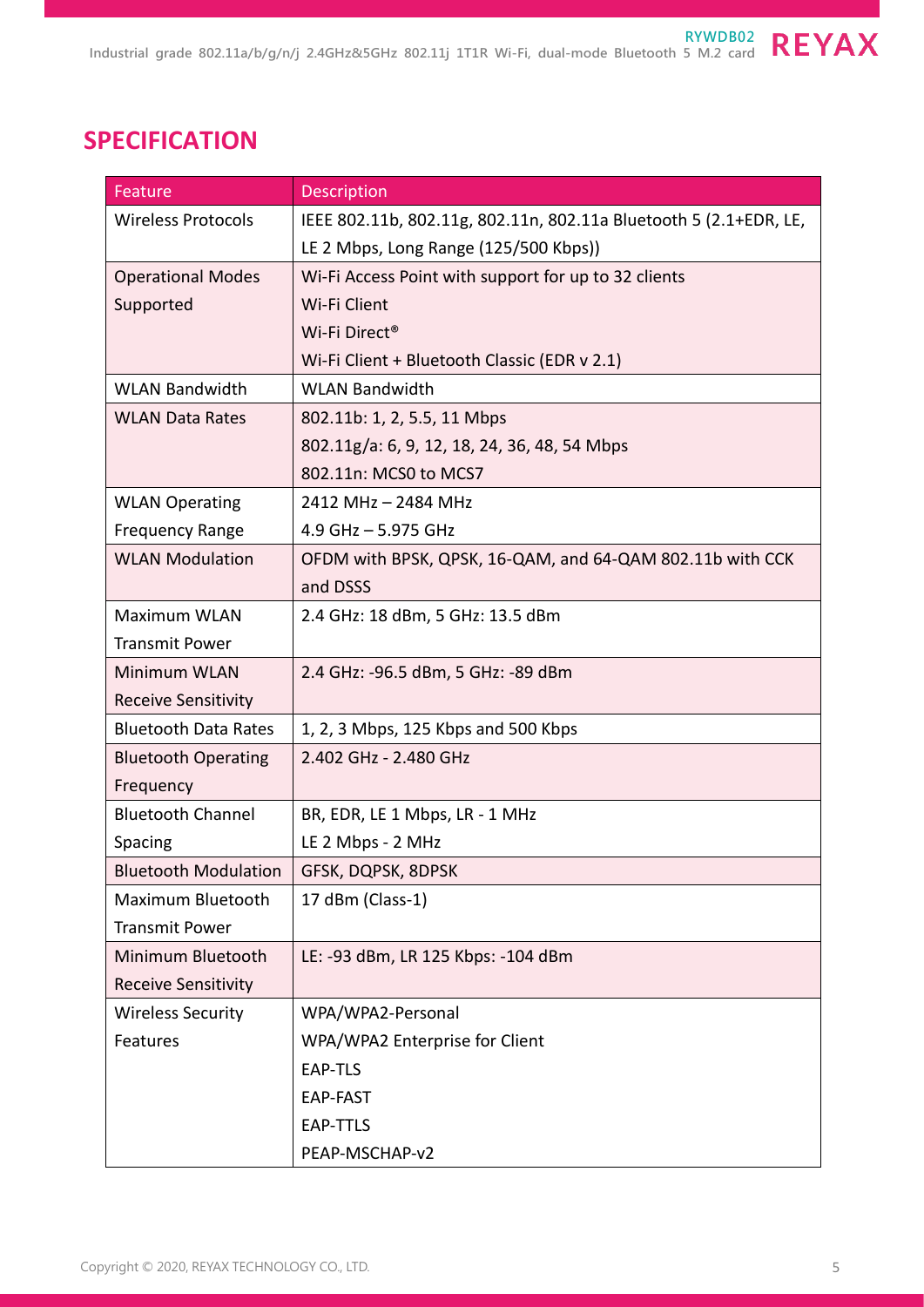## SPECIFICATION

| Feature | Description |
|---|---|
| Wireless Protocols | IEEE 802.11b, 802.11g, 802.11n, 802.11a Bluetooth 5 (2.1+EDR, LE, LE 2 Mbps, Long Range (125/500 Kbps)) |
| Operational Modes Supported | Wi-Fi Access Point with support for up to 32 clients<br>Wi-Fi Client<br>Wi-Fi Direct®<br>Wi-Fi Client + Bluetooth Classic (EDR v 2.1) |
| WLAN Bandwidth | WLAN Bandwidth |
| WLAN Data Rates | 802.11b: 1, 2, 5.5, 11 Mbps<br>802.11g/a: 6, 9, 12, 18, 24, 36, 48, 54 Mbps<br>802.11n: MCS0 to MCS7 |
| WLAN Operating Frequency Range | 2412 MHz – 2484 MHz<br>4.9 GHz – 5.975 GHz |
| WLAN Modulation | OFDM with BPSK, QPSK, 16-QAM, and 64-QAM 802.11b with CCK and DSSS |
| Maximum WLAN Transmit Power | 2.4 GHz: 18 dBm, 5 GHz: 13.5 dBm |
| Minimum WLAN Receive Sensitivity | 2.4 GHz: -96.5 dBm, 5 GHz: -89 dBm |
| Bluetooth Data Rates | 1, 2, 3 Mbps, 125 Kbps and 500 Kbps |
| Bluetooth Operating Frequency | 2.402 GHz - 2.480 GHz |
| Bluetooth Channel Spacing | BR, EDR, LE 1 Mbps, LR - 1 MHz<br>LE 2 Mbps - 2 MHz |
| Bluetooth Modulation | GFSK, DQPSK, 8DPSK |
| Maximum Bluetooth Transmit Power | 17 dBm (Class-1) |
| Minimum Bluetooth Receive Sensitivity | LE: -93 dBm, LR 125 Kbps: -104 dBm |
| Wireless Security Features | WPA/WPA2-Personal<br>WPA/WPA2 Enterprise for Client<br>EAP-TLS<br>EAP-FAST<br>EAP-TTLS<br>PEAP-MSCHAP-v2 |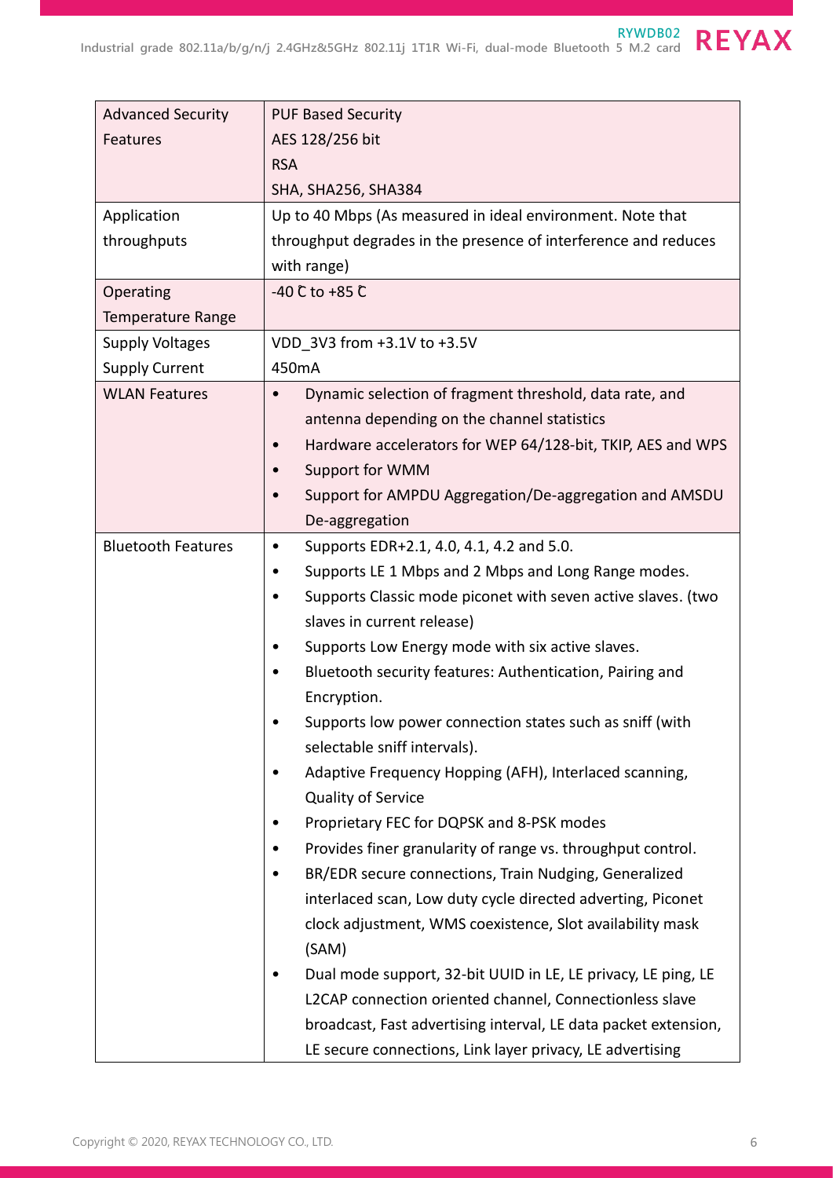| Advanced Security Features | PUF Based Security<br>AES 128/256 bit<br>RSA<br>SHA, SHA256, SHA384 |
|---|---|
| Application throughputs | Up to 40 Mbps (As measured in ideal environment. Note that throughput degrades in the presence of interference and reduces with range) |
| Operating Temperature Range | -40 ℃ to +85 ℃ |
| Supply Voltages<br>Supply Current | VDD_3V3 from +3.1V to +3.5V<br>450mA |
| WLAN Features | • Dynamic selection of fragment threshold, data rate, and antenna depending on the channel statistics<br>• Hardware accelerators for WEP 64/128-bit, TKIP, AES and WPS<br>• Support for WMM<br>• Support for AMPDU Aggregation/De-aggregation and AMSDU De-aggregation |
| Bluetooth Features | • Supports EDR+2.1, 4.0, 4.1, 4.2 and 5.0.<br>• Supports LE 1 Mbps and 2 Mbps and Long Range modes.<br>• Supports Classic mode piconet with seven active slaves. (two slaves in current release)<br>• Supports Low Energy mode with six active slaves.<br>• Bluetooth security features: Authentication, Pairing and Encryption.<br>• Supports low power connection states such as sniff (with selectable sniff intervals).<br>• Adaptive Frequency Hopping (AFH), Interlaced scanning, Quality of Service<br>• Proprietary FEC for DQPSK and 8-PSK modes<br>• Provides finer granularity of range vs. throughput control.<br>• BR/EDR secure connections, Train Nudging, Generalized interlaced scan, Low duty cycle directed adverting, Piconet clock adjustment, WMS coexistence, Slot availability mask (SAM)<br>• Dual mode support, 32-bit UUID in LE, LE privacy, LE ping, LE L2CAP connection oriented channel, Connectionless slave broadcast, Fast advertising interval, LE data packet extension, LE secure connections, Link layer privacy, LE advertising |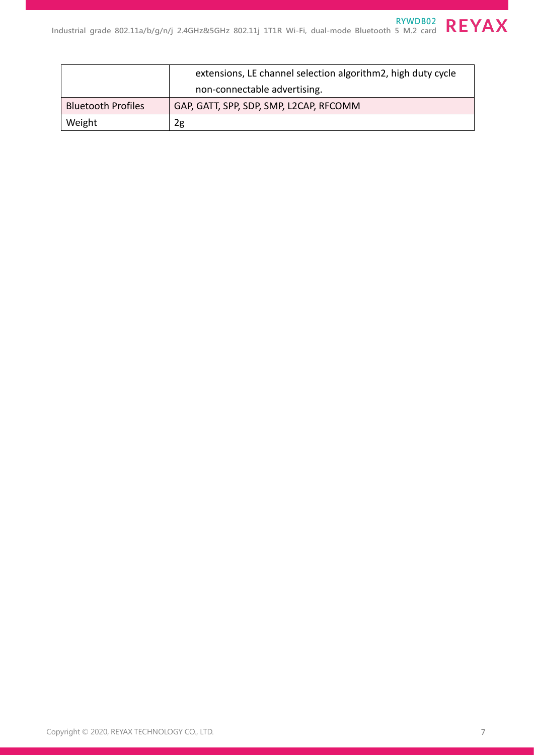|  |  |
|---|---|
|  | extensions, LE channel selection algorithm2, high duty cycle non-connectable advertising. |
| Bluetooth Profiles | GAP, GATT, SPP, SDP, SMP, L2CAP, RFCOMM |
| Weight | 2g |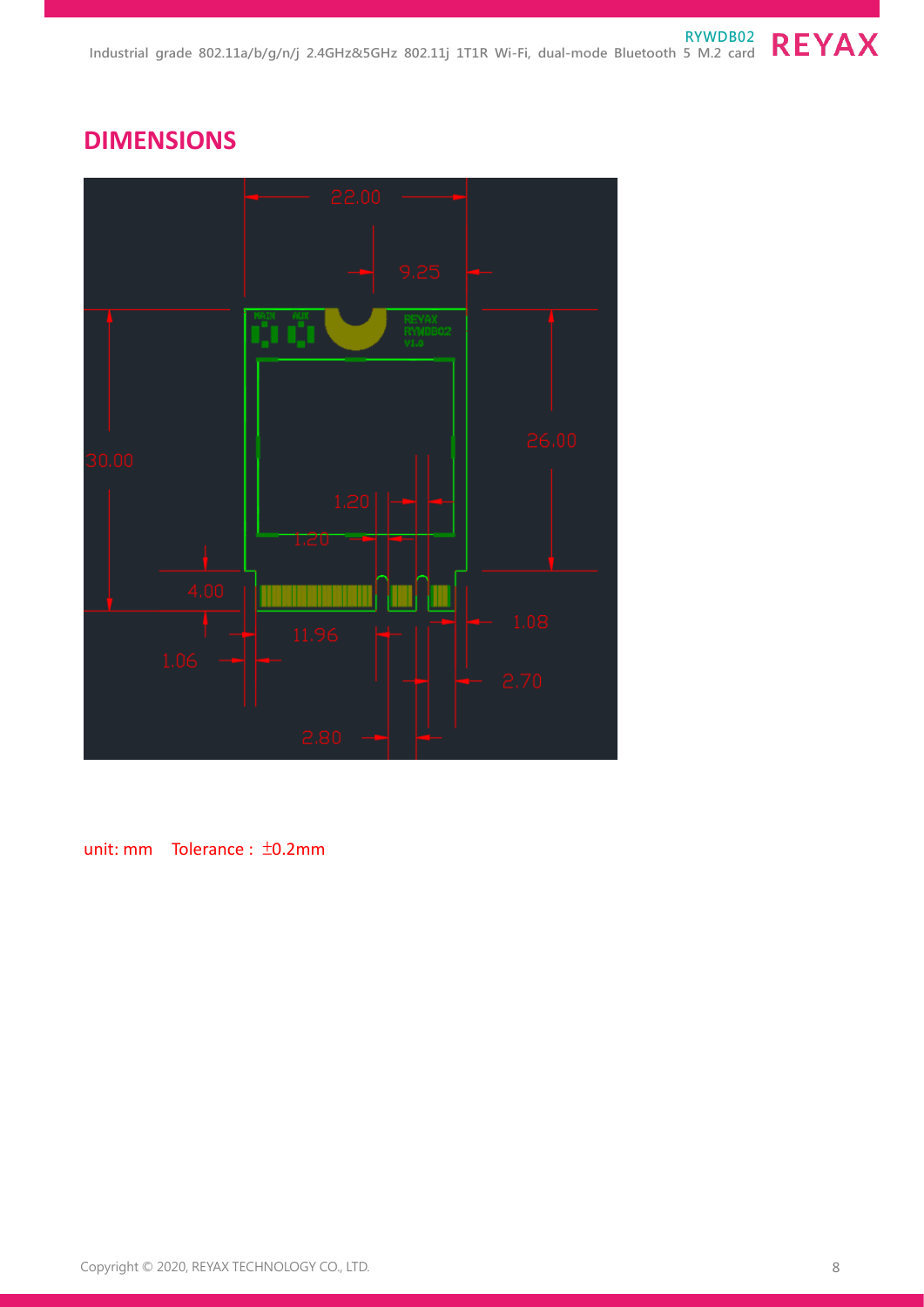## DIMENSIONS

unit: mm Tolerance : ±0.2mm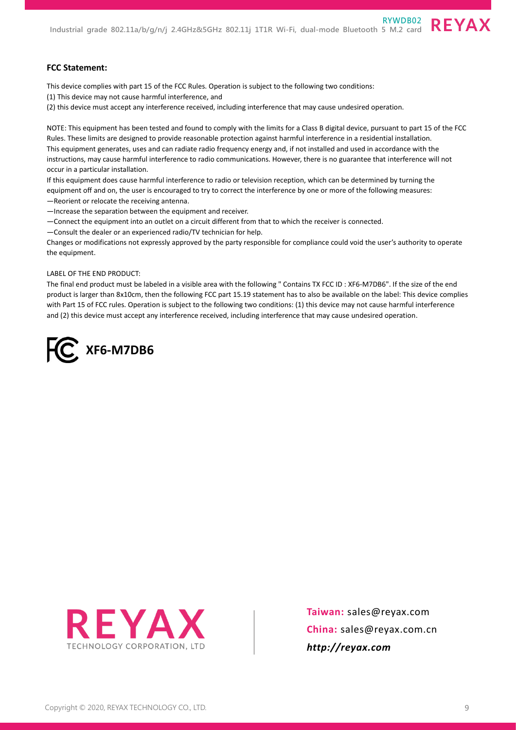**FCC Statement:**

This device complies with part 15 of the FCC Rules. Operation is subject to the following two conditions:
(1) This device may not cause harmful interference, and
(2) this device must accept any interference received, including interference that may cause undesired operation.

NOTE: This equipment has been tested and found to comply with the limits for a Class B digital device, pursuant to part 15 of the FCC Rules. These limits are designed to provide reasonable protection against harmful interference in a residential installation.
This equipment generates, uses and can radiate radio frequency energy and, if not installed and used in accordance with the instructions, may cause harmful interference to radio communications. However, there is no guarantee that interference will not occur in a particular installation.
If this equipment does cause harmful interference to radio or television reception, which can be determined by turning the equipment off and on, the user is encouraged to try to correct the interference by one or more of the following measures:
—Reorient or relocate the receiving antenna.
—Increase the separation between the equipment and receiver.
—Connect the equipment into an outlet on a circuit different from that to which the receiver is connected.
—Consult the dealer or an experienced radio/TV technician for help.
Changes or modifications not expressly approved by the party responsible for compliance could void the user's authority to operate the equipment.

LABEL OF THE END PRODUCT:
The final end product must be labeled in a visible area with the following " Contains TX FCC ID : XF6-M7DB6". If the size of the end product is larger than 8x10cm, then the following FCC part 15.19 statement has to also be available on the label: This device complies with Part 15 of FCC rules. Operation is subject to the following two conditions: (1) this device may not cause harmful interference and (2) this device must accept any interference received, including interference that may cause undesired operation.

FC **XF6-M7DB6**

REYAX
TECHNOLOGY CORPORATION, LTD

**Taiwan:** sales@reyax.com
**China:** sales@reyax.com.cn
***http://reyax.com***